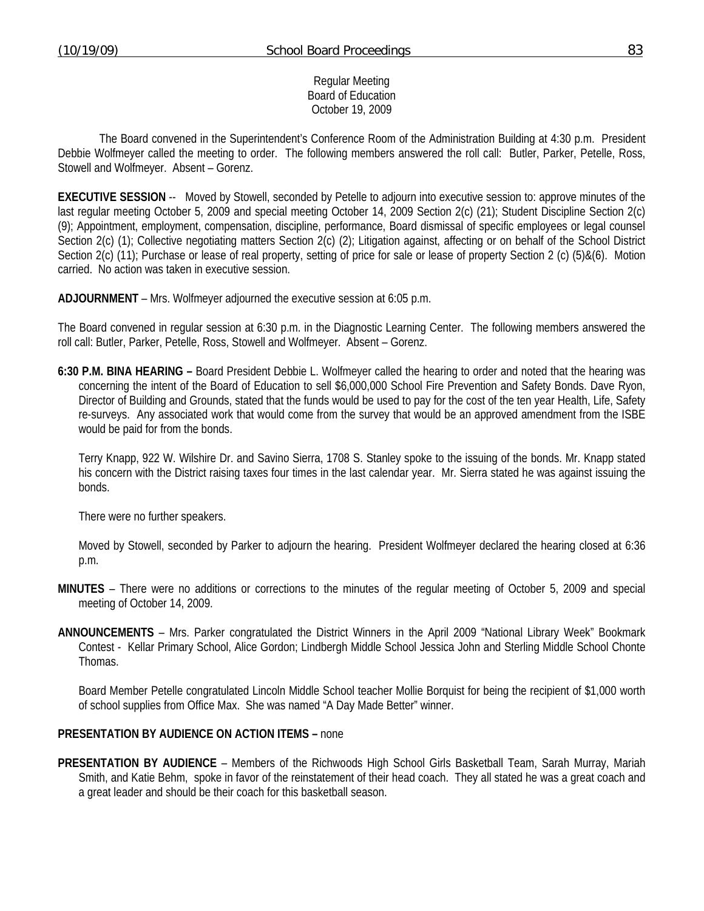Regular Meeting
Board of Education
October 19, 2009

The Board convened in the Superintendent's Conference Room of the Administration Building at 4:30 p.m. President Debbie Wolfmeyer called the meeting to order. The following members answered the roll call: Butler, Parker, Petelle, Ross, Stowell and Wolfmeyer. Absent – Gorenz.

**EXECUTIVE SESSION** -- Moved by Stowell, seconded by Petelle to adjourn into executive session to: approve minutes of the last regular meeting October 5, 2009 and special meeting October 14, 2009 Section 2(c) (21); Student Discipline Section 2(c) (9); Appointment, employment, compensation, discipline, performance, Board dismissal of specific employees or legal counsel Section 2(c) (1); Collective negotiating matters Section 2(c) (2); Litigation against, affecting or on behalf of the School District Section 2(c) (11); Purchase or lease of real property, setting of price for sale or lease of property Section 2 (c) (5)&(6). Motion carried. No action was taken in executive session.

**ADJOURNMENT** – Mrs. Wolfmeyer adjourned the executive session at 6:05 p.m.

The Board convened in regular session at 6:30 p.m. in the Diagnostic Learning Center. The following members answered the roll call: Butler, Parker, Petelle, Ross, Stowell and Wolfmeyer. Absent – Gorenz.

**6:30 P.M. BINA HEARING –** Board President Debbie L. Wolfmeyer called the hearing to order and noted that the hearing was concerning the intent of the Board of Education to sell $6,000,000 School Fire Prevention and Safety Bonds. Dave Ryon, Director of Building and Grounds, stated that the funds would be used to pay for the cost of the ten year Health, Life, Safety re-surveys. Any associated work that would come from the survey that would be an approved amendment from the ISBE would be paid for from the bonds.

Terry Knapp, 922 W. Wilshire Dr. and Savino Sierra, 1708 S. Stanley spoke to the issuing of the bonds. Mr. Knapp stated his concern with the District raising taxes four times in the last calendar year. Mr. Sierra stated he was against issuing the bonds.

There were no further speakers.

Moved by Stowell, seconded by Parker to adjourn the hearing. President Wolfmeyer declared the hearing closed at 6:36 p.m.

**MINUTES** – There were no additions or corrections to the minutes of the regular meeting of October 5, 2009 and special meeting of October 14, 2009.

**ANNOUNCEMENTS** – Mrs. Parker congratulated the District Winners in the April 2009 "National Library Week" Bookmark Contest - Kellar Primary School, Alice Gordon; Lindbergh Middle School Jessica John and Sterling Middle School Chonte Thomas.

Board Member Petelle congratulated Lincoln Middle School teacher Mollie Borquist for being the recipient of $1,000 worth of school supplies from Office Max. She was named "A Day Made Better" winner.

**PRESENTATION BY AUDIENCE ON ACTION ITEMS –** none

**PRESENTATION BY AUDIENCE** – Members of the Richwoods High School Girls Basketball Team, Sarah Murray, Mariah Smith, and Katie Behm, spoke in favor of the reinstatement of their head coach. They all stated he was a great coach and a great leader and should be their coach for this basketball season.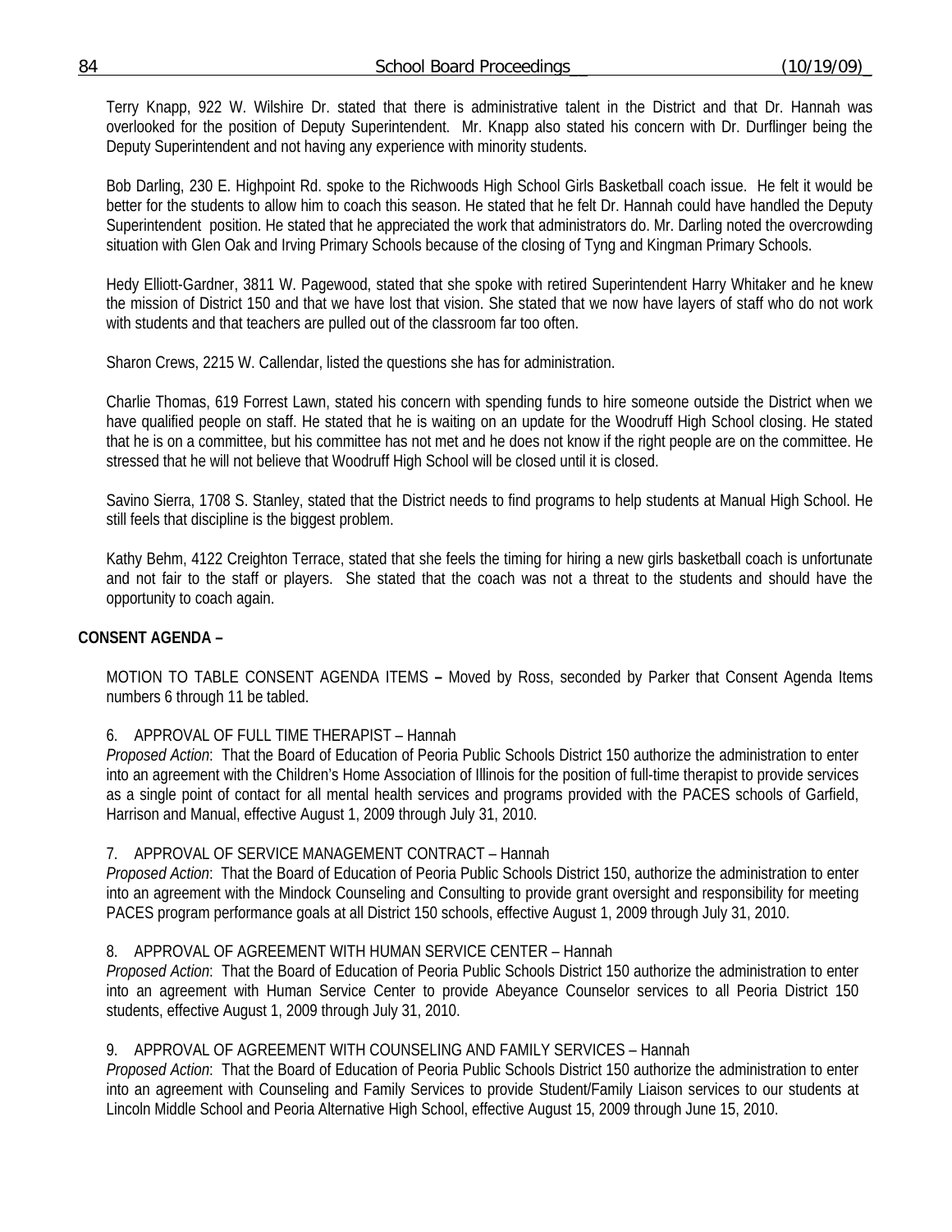Terry Knapp, 922 W. Wilshire Dr. stated that there is administrative talent in the District and that Dr. Hannah was overlooked for the position of Deputy Superintendent. Mr. Knapp also stated his concern with Dr. Durflinger being the Deputy Superintendent and not having any experience with minority students.

Bob Darling, 230 E. Highpoint Rd. spoke to the Richwoods High School Girls Basketball coach issue. He felt it would be better for the students to allow him to coach this season. He stated that he felt Dr. Hannah could have handled the Deputy Superintendent position. He stated that he appreciated the work that administrators do. Mr. Darling noted the overcrowding situation with Glen Oak and Irving Primary Schools because of the closing of Tyng and Kingman Primary Schools.

Hedy Elliott-Gardner, 3811 W. Pagewood, stated that she spoke with retired Superintendent Harry Whitaker and he knew the mission of District 150 and that we have lost that vision. She stated that we now have layers of staff who do not work with students and that teachers are pulled out of the classroom far too often.

Sharon Crews, 2215 W. Callendar, listed the questions she has for administration.

Charlie Thomas, 619 Forrest Lawn, stated his concern with spending funds to hire someone outside the District when we have qualified people on staff. He stated that he is waiting on an update for the Woodruff High School closing. He stated that he is on a committee, but his committee has not met and he does not know if the right people are on the committee. He stressed that he will not believe that Woodruff High School will be closed until it is closed.

Savino Sierra, 1708 S. Stanley, stated that the District needs to find programs to help students at Manual High School. He still feels that discipline is the biggest problem.

Kathy Behm, 4122 Creighton Terrace, stated that she feels the timing for hiring a new girls basketball coach is unfortunate and not fair to the staff or players. She stated that the coach was not a threat to the students and should have the opportunity to coach again.

**CONSENT AGENDA –**

MOTION TO TABLE CONSENT AGENDA ITEMS **–** Moved by Ross, seconded by Parker that Consent Agenda Items numbers 6 through 11 be tabled.

6. APPROVAL OF FULL TIME THERAPIST – Hannah

*Proposed Action*: That the Board of Education of Peoria Public Schools District 150 authorize the administration to enter into an agreement with the Children's Home Association of Illinois for the position of full-time therapist to provide services as a single point of contact for all mental health services and programs provided with the PACES schools of Garfield, Harrison and Manual, effective August 1, 2009 through July 31, 2010.

7. APPROVAL OF SERVICE MANAGEMENT CONTRACT – Hannah

*Proposed Action*: That the Board of Education of Peoria Public Schools District 150, authorize the administration to enter into an agreement with the Mindock Counseling and Consulting to provide grant oversight and responsibility for meeting PACES program performance goals at all District 150 schools, effective August 1, 2009 through July 31, 2010.

8. APPROVAL OF AGREEMENT WITH HUMAN SERVICE CENTER – Hannah

*Proposed Action*: That the Board of Education of Peoria Public Schools District 150 authorize the administration to enter into an agreement with Human Service Center to provide Abeyance Counselor services to all Peoria District 150 students, effective August 1, 2009 through July 31, 2010.

9. APPROVAL OF AGREEMENT WITH COUNSELING AND FAMILY SERVICES – Hannah

*Proposed Action*: That the Board of Education of Peoria Public Schools District 150 authorize the administration to enter into an agreement with Counseling and Family Services to provide Student/Family Liaison services to our students at Lincoln Middle School and Peoria Alternative High School, effective August 15, 2009 through June 15, 2010.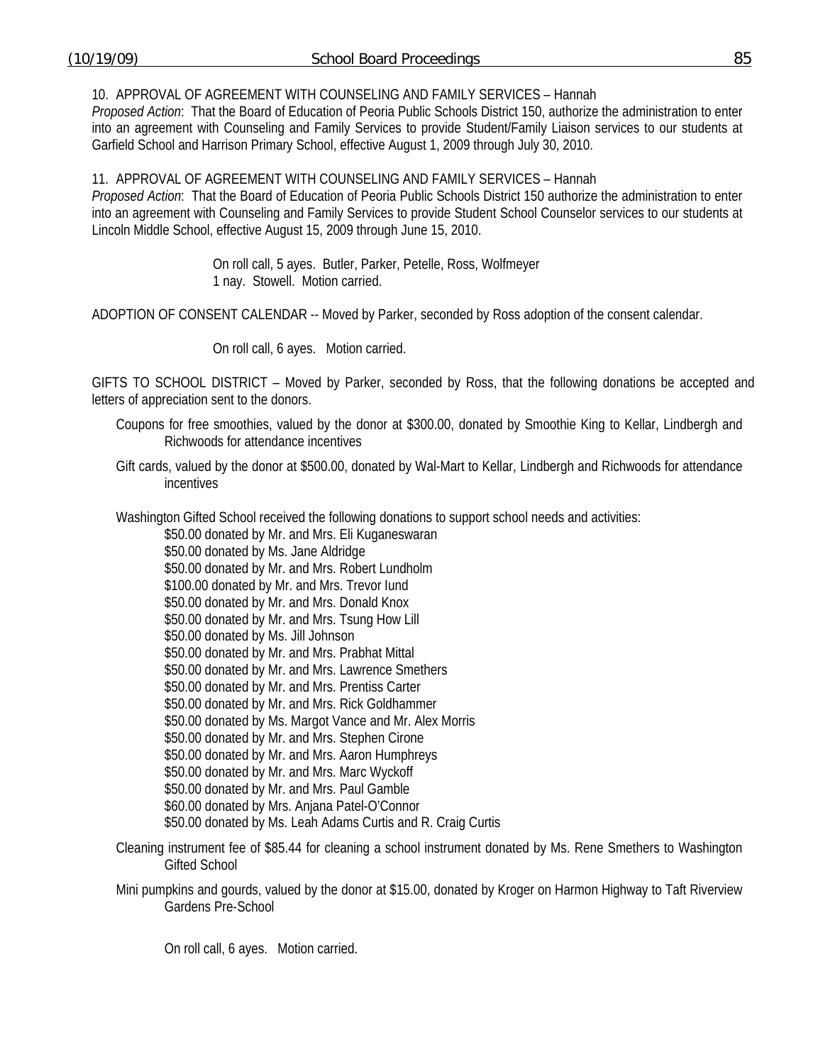10. APPROVAL OF AGREEMENT WITH COUNSELING AND FAMILY SERVICES – Hannah
*Proposed Action*: That the Board of Education of Peoria Public Schools District 150, authorize the administration to enter into an agreement with Counseling and Family Services to provide Student/Family Liaison services to our students at Garfield School and Harrison Primary School, effective August 1, 2009 through July 30, 2010.

11. APPROVAL OF AGREEMENT WITH COUNSELING AND FAMILY SERVICES – Hannah
*Proposed Action*: That the Board of Education of Peoria Public Schools District 150 authorize the administration to enter into an agreement with Counseling and Family Services to provide Student School Counselor services to our students at Lincoln Middle School, effective August 15, 2009 through June 15, 2010.

On roll call, 5 ayes. Butler, Parker, Petelle, Ross, Wolfmeyer
1 nay. Stowell. Motion carried.

ADOPTION OF CONSENT CALENDAR -- Moved by Parker, seconded by Ross adoption of the consent calendar.

On roll call, 6 ayes. Motion carried.

GIFTS TO SCHOOL DISTRICT – Moved by Parker, seconded by Ross, that the following donations be accepted and letters of appreciation sent to the donors.

Coupons for free smoothies, valued by the donor at $300.00, donated by Smoothie King to Kellar, Lindbergh and Richwoods for attendance incentives

Gift cards, valued by the donor at $500.00, donated by Wal-Mart to Kellar, Lindbergh and Richwoods for attendance incentives

Washington Gifted School received the following donations to support school needs and activities:

$50.00 donated by Mr. and Mrs. Eli Kuganeswaran
$50.00 donated by Ms. Jane Aldridge
$50.00 donated by Mr. and Mrs. Robert Lundholm
$100.00 donated by Mr. and Mrs. Trevor Iund
$50.00 donated by Mr. and Mrs. Donald Knox
$50.00 donated by Mr. and Mrs. Tsung How Lill
$50.00 donated by Ms. Jill Johnson
$50.00 donated by Mr. and Mrs. Prabhat Mittal
$50.00 donated by Mr. and Mrs. Lawrence Smethers
$50.00 donated by Mr. and Mrs. Prentiss Carter
$50.00 donated by Mr. and Mrs. Rick Goldhammer
$50.00 donated by Ms. Margot Vance and Mr. Alex Morris
$50.00 donated by Mr. and Mrs. Stephen Cirone
$50.00 donated by Mr. and Mrs. Aaron Humphreys
$50.00 donated by Mr. and Mrs. Marc Wyckoff
$50.00 donated by Mr. and Mrs. Paul Gamble
$60.00 donated by Mrs. Anjana Patel-O'Connor
$50.00 donated by Ms. Leah Adams Curtis and R. Craig Curtis

Cleaning instrument fee of $85.44 for cleaning a school instrument donated by Ms. Rene Smethers to Washington Gifted School

Mini pumpkins and gourds, valued by the donor at $15.00, donated by Kroger on Harmon Highway to Taft Riverview Gardens Pre-School

On roll call, 6 ayes. Motion carried.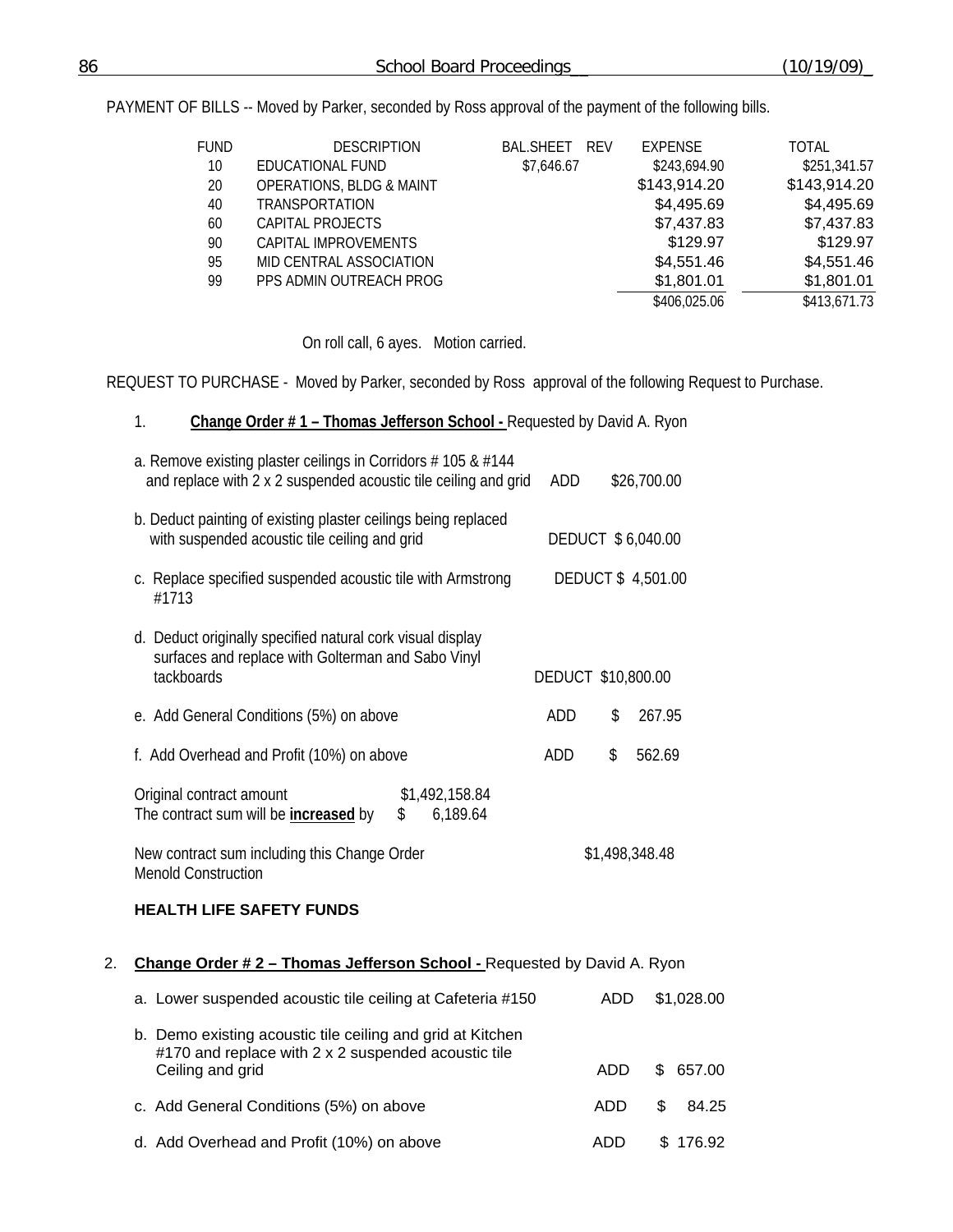PAYMENT OF BILLS -- Moved by Parker, seconded by Ross approval of the payment of the following bills.

| FUND | DESCRIPTION | BAL.SHEET | REV | EXPENSE | TOTAL |
|---|---|---|---|---|---|
| 10 | EDUCATIONAL FUND | $7,646.67 | | $243,694.90 | $251,341.57 |
| 20 | OPERATIONS, BLDG & MAINT | | | $143,914.20 | $143,914.20 |
| 40 | TRANSPORTATION | | | $4,495.69 | $4,495.69 |
| 60 | CAPITAL PROJECTS | | | $7,437.83 | $7,437.83 |
| 90 | CAPITAL IMPROVEMENTS | | | $129.97 | $129.97 |
| 95 | MID CENTRAL ASSOCIATION | | | $4,551.46 | $4,551.46 |
| 99 | PPS ADMIN OUTREACH PROG | | | $1,801.01 | $1,801.01 |
| | | | | $406,025.06 | $413,671.73 |

On roll call, 6 ayes. Motion carried.

REQUEST TO PURCHASE - Moved by Parker, seconded by Ross approval of the following Request to Purchase.

1. **Change Order # 1 – Thomas Jefferson School -** Requested by David A. Ryon

| | | |
|---|---|---|
| a. Remove existing plaster ceilings in Corridors # 105 & #144 and replace with 2 x 2 suspended acoustic tile ceiling and grid | ADD | $26,700.00 |
| b. Deduct painting of existing plaster ceilings being replaced with suspended acoustic tile ceiling and grid | DEDUCT | $ 6,040.00 |
| c. Replace specified suspended acoustic tile with Armstrong #1713 | DEDUCT | $ 4,501.00 |
| d. Deduct originally specified natural cork visual display surfaces and replace with Golterman and Sabo Vinyl tackboards | DEDUCT | $10,800.00 |
| e. Add General Conditions (5%) on above | ADD | $ 267.95 |
| f. Add Overhead and Profit (10%) on above | ADD | $ 562.69 |

Original contract amount $1,492,158.84
The contract sum will be **increased** by $ 6,189.64

New contract sum including this Change Order $1,498,348.48
Menold Construction

**HEALTH LIFE SAFETY FUNDS**

2. **Change Order # 2 – Thomas Jefferson School -** Requested by David A. Ryon

| | | |
|---|---|---|
| a. Lower suspended acoustic tile ceiling at Cafeteria #150 | ADD | $1,028.00 |
| b. Demo existing acoustic tile ceiling and grid at Kitchen #170 and replace with 2 x 2 suspended acoustic tile Ceiling and grid | ADD | $ 657.00 |
| c. Add General Conditions (5%) on above | ADD | $ 84.25 |
| d. Add Overhead and Profit (10%) on above | ADD | $ 176.92 |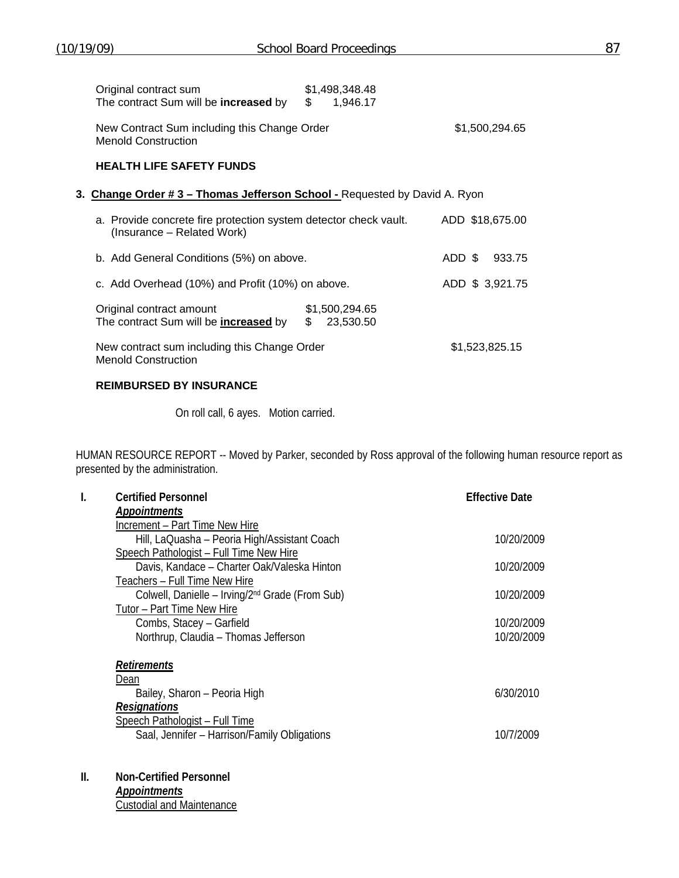Original contract sum $1,498,348.48
The contract Sum will be **increased** by $ 1,946.17

New Contract Sum including this Change Order $1,500,294.65
Menold Construction

**HEALTH LIFE SAFETY FUNDS**

3. **Change Order # 3 – Thomas Jefferson School -** Requested by David A. Ryon

a. Provide concrete fire protection system detector check vault. (Insurance – Related Work) ADD $18,675.00

b. Add General Conditions (5%) on above. ADD $ 933.75

c. Add Overhead (10%) and Profit (10%) on above. ADD $ 3,921.75

Original contract amount $1,500,294.65
The contract Sum will be **increased** by $ 23,530.50

New contract sum including this Change Order $1,523,825.15
Menold Construction

**REIMBURSED BY INSURANCE**

On roll call, 6 ayes. Motion carried.

HUMAN RESOURCE REPORT -- Moved by Parker, seconded by Ross approval of the following human resource report as presented by the administration.

**I. Certified Personnel** — **Effective Date**

***Appointments***

Increment – Part Time New Hire
- Hill, LaQuasha – Peoria High/Assistant Coach — 10/20/2009

Speech Pathologist – Full Time New Hire
- Davis, Kandace – Charter Oak/Valeska Hinton — 10/20/2009

Teachers – Full Time New Hire
- Colwell, Danielle – Irving/2nd Grade (From Sub) — 10/20/2009

Tutor – Part Time New Hire
- Combs, Stacey – Garfield — 10/20/2009
- Northrup, Claudia – Thomas Jefferson — 10/20/2009

***Retirements***

Dean
- Bailey, Sharon – Peoria High — 6/30/2010

***Resignations***

Speech Pathologist – Full Time
- Saal, Jennifer – Harrison/Family Obligations — 10/7/2009

**II. Non-Certified Personnel**

***Appointments***

Custodial and Maintenance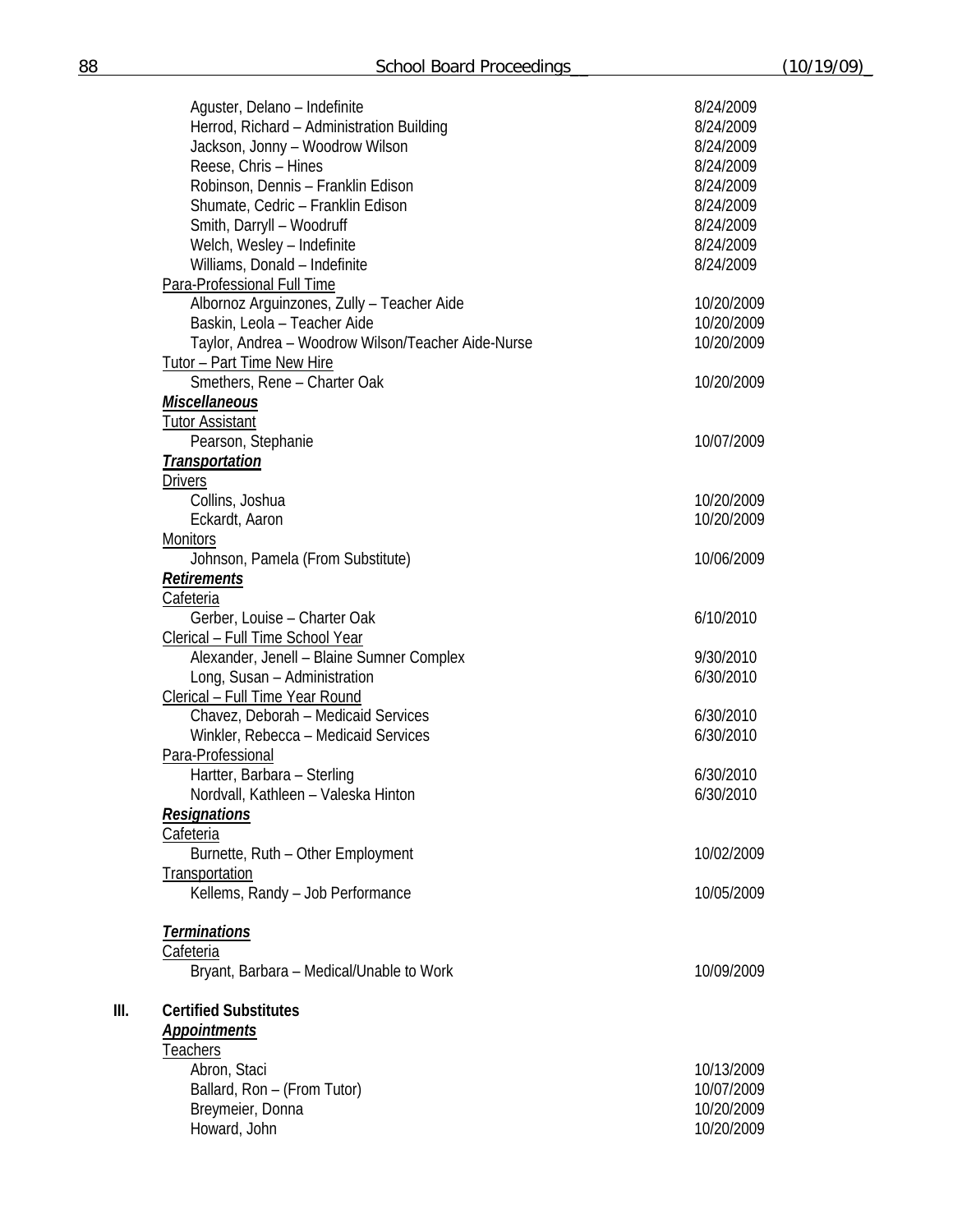| | |
|---|---|
| Aguster, Delano – Indefinite | 8/24/2009 |
| Herrod, Richard – Administration Building | 8/24/2009 |
| Jackson, Jonny – Woodrow Wilson | 8/24/2009 |
| Reese, Chris – Hines | 8/24/2009 |
| Robinson, Dennis – Franklin Edison | 8/24/2009 |
| Shumate, Cedric – Franklin Edison | 8/24/2009 |
| Smith, Darryll – Woodruff | 8/24/2009 |
| Welch, Wesley – Indefinite | 8/24/2009 |
| Williams, Donald – Indefinite | 8/24/2009 |

Para-Professional Full Time

| | |
|---|---|
| Albornoz Arguinzones, Zully – Teacher Aide | 10/20/2009 |
| Baskin, Leola – Teacher Aide | 10/20/2009 |
| Taylor, Andrea – Woodrow Wilson/Teacher Aide-Nurse | 10/20/2009 |

Tutor – Part Time New Hire

| | |
|---|---|
| Smethers, Rene – Charter Oak | 10/20/2009 |

***Miscellaneous***

Tutor Assistant

| | |
|---|---|
| Pearson, Stephanie | 10/07/2009 |

***Transportation***

Drivers

| | |
|---|---|
| Collins, Joshua | 10/20/2009 |
| Eckardt, Aaron | 10/20/2009 |

Monitors

| | |
|---|---|
| Johnson, Pamela (From Substitute) | 10/06/2009 |

***Retirements***

Cafeteria

| | |
|---|---|
| Gerber, Louise – Charter Oak | 6/10/2010 |

Clerical – Full Time School Year

| | |
|---|---|
| Alexander, Jenell – Blaine Sumner Complex | 9/30/2010 |
| Long, Susan – Administration | 6/30/2010 |

Clerical – Full Time Year Round

| | |
|---|---|
| Chavez, Deborah – Medicaid Services | 6/30/2010 |
| Winkler, Rebecca – Medicaid Services | 6/30/2010 |

Para-Professional

| | |
|---|---|
| Hartter, Barbara – Sterling | 6/30/2010 |
| Nordvall, Kathleen – Valeska Hinton | 6/30/2010 |

***Resignations***

Cafeteria

| | |
|---|---|
| Burnette, Ruth – Other Employment | 10/02/2009 |

Transportation

| | |
|---|---|
| Kellems, Randy – Job Performance | 10/05/2009 |

***Terminations***

Cafeteria

| | |
|---|---|
| Bryant, Barbara – Medical/Unable to Work | 10/09/2009 |

**III. Certified Substitutes**

***Appointments***

Teachers

| | |
|---|---|
| Abron, Staci | 10/13/2009 |
| Ballard, Ron – (From Tutor) | 10/07/2009 |
| Breymeier, Donna | 10/20/2009 |
| Howard, John | 10/20/2009 |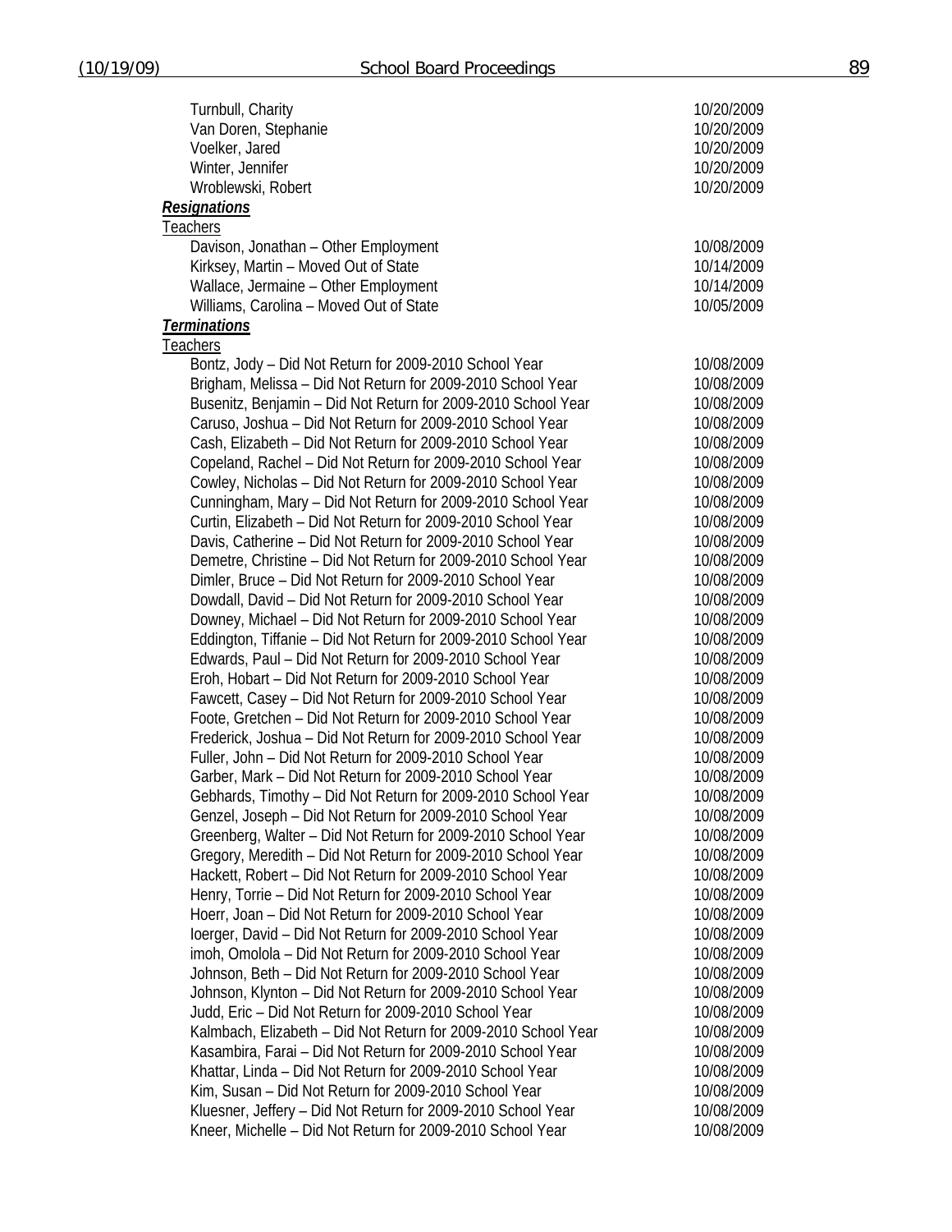| | |
|---|---|
| Turnbull, Charity | 10/20/2009 |
| Van Doren, Stephanie | 10/20/2009 |
| Voelker, Jared | 10/20/2009 |
| Winter, Jennifer | 10/20/2009 |
| Wroblewski, Robert | 10/20/2009 |

***Resignations***

Teachers

| | |
|---|---|
| Davison, Jonathan – Other Employment | 10/08/2009 |
| Kirksey, Martin – Moved Out of State | 10/14/2009 |
| Wallace, Jermaine – Other Employment | 10/14/2009 |
| Williams, Carolina – Moved Out of State | 10/05/2009 |

***Terminations***

Teachers

| | |
|---|---|
| Bontz, Jody – Did Not Return for 2009-2010 School Year | 10/08/2009 |
| Brigham, Melissa – Did Not Return for 2009-2010 School Year | 10/08/2009 |
| Busenitz, Benjamin – Did Not Return for 2009-2010 School Year | 10/08/2009 |
| Caruso, Joshua – Did Not Return for 2009-2010 School Year | 10/08/2009 |
| Cash, Elizabeth – Did Not Return for 2009-2010 School Year | 10/08/2009 |
| Copeland, Rachel – Did Not Return for 2009-2010 School Year | 10/08/2009 |
| Cowley, Nicholas – Did Not Return for 2009-2010 School Year | 10/08/2009 |
| Cunningham, Mary – Did Not Return for 2009-2010 School Year | 10/08/2009 |
| Curtin, Elizabeth – Did Not Return for 2009-2010 School Year | 10/08/2009 |
| Davis, Catherine – Did Not Return for 2009-2010 School Year | 10/08/2009 |
| Demetre, Christine – Did Not Return for 2009-2010 School Year | 10/08/2009 |
| Dimler, Bruce – Did Not Return for 2009-2010 School Year | 10/08/2009 |
| Dowdall, David – Did Not Return for 2009-2010 School Year | 10/08/2009 |
| Downey, Michael – Did Not Return for 2009-2010 School Year | 10/08/2009 |
| Eddington, Tiffanie – Did Not Return for 2009-2010 School Year | 10/08/2009 |
| Edwards, Paul – Did Not Return for 2009-2010 School Year | 10/08/2009 |
| Eroh, Hobart – Did Not Return for 2009-2010 School Year | 10/08/2009 |
| Fawcett, Casey – Did Not Return for 2009-2010 School Year | 10/08/2009 |
| Foote, Gretchen – Did Not Return for 2009-2010 School Year | 10/08/2009 |
| Frederick, Joshua – Did Not Return for 2009-2010 School Year | 10/08/2009 |
| Fuller, John – Did Not Return for 2009-2010 School Year | 10/08/2009 |
| Garber, Mark – Did Not Return for 2009-2010 School Year | 10/08/2009 |
| Gebhards, Timothy – Did Not Return for 2009-2010 School Year | 10/08/2009 |
| Genzel, Joseph – Did Not Return for 2009-2010 School Year | 10/08/2009 |
| Greenberg, Walter – Did Not Return for 2009-2010 School Year | 10/08/2009 |
| Gregory, Meredith – Did Not Return for 2009-2010 School Year | 10/08/2009 |
| Hackett, Robert – Did Not Return for 2009-2010 School Year | 10/08/2009 |
| Henry, Torrie – Did Not Return for 2009-2010 School Year | 10/08/2009 |
| Hoerr, Joan – Did Not Return for 2009-2010 School Year | 10/08/2009 |
| Ioerger, David – Did Not Return for 2009-2010 School Year | 10/08/2009 |
| imoh, Omolola – Did Not Return for 2009-2010 School Year | 10/08/2009 |
| Johnson, Beth – Did Not Return for 2009-2010 School Year | 10/08/2009 |
| Johnson, Klynton – Did Not Return for 2009-2010 School Year | 10/08/2009 |
| Judd, Eric – Did Not Return for 2009-2010 School Year | 10/08/2009 |
| Kalmbach, Elizabeth – Did Not Return for 2009-2010 School Year | 10/08/2009 |
| Kasambira, Farai – Did Not Return for 2009-2010 School Year | 10/08/2009 |
| Khattar, Linda – Did Not Return for 2009-2010 School Year | 10/08/2009 |
| Kim, Susan – Did Not Return for 2009-2010 School Year | 10/08/2009 |
| Kluesner, Jeffery – Did Not Return for 2009-2010 School Year | 10/08/2009 |
| Kneer, Michelle – Did Not Return for 2009-2010 School Year | 10/08/2009 |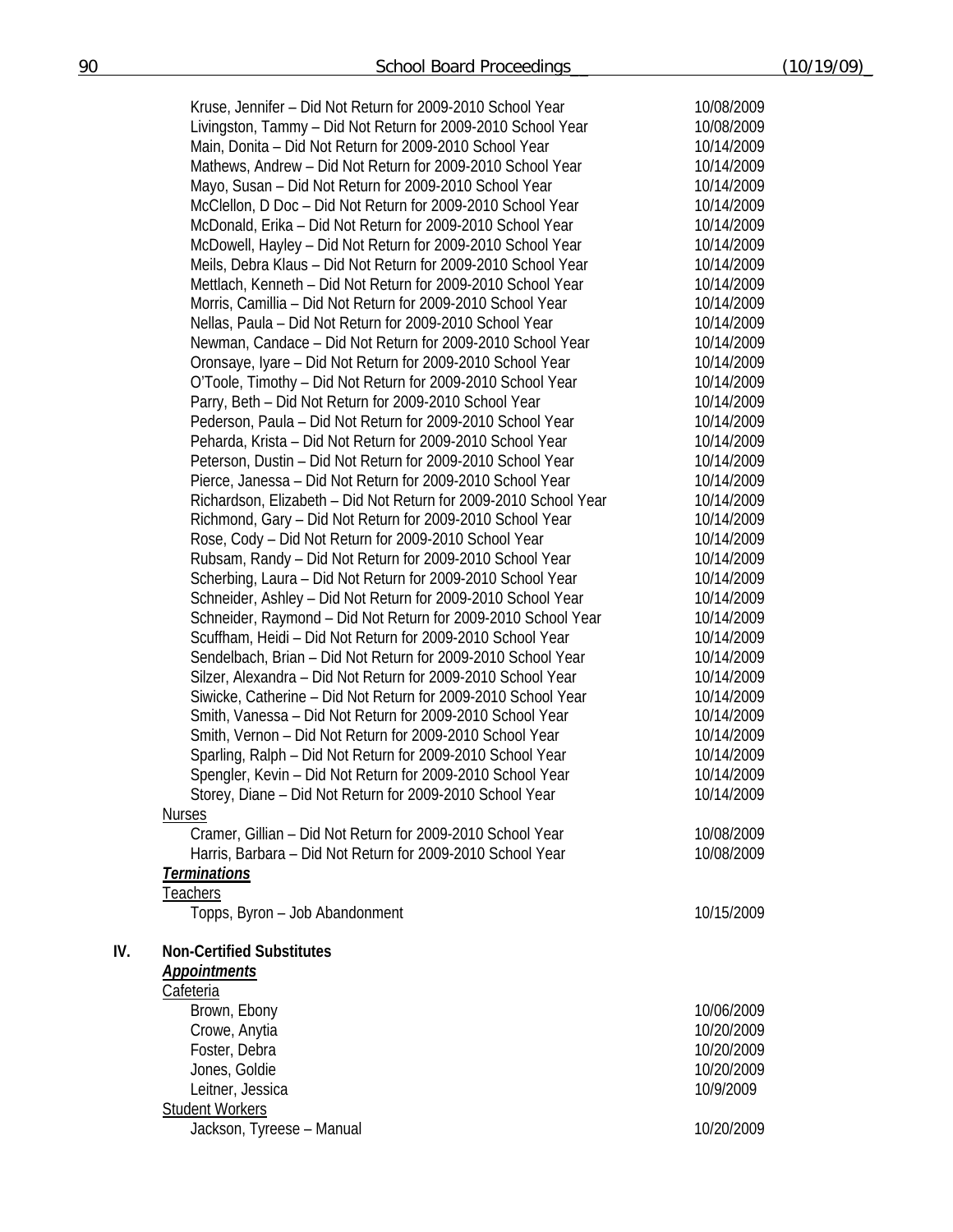Kruse, Jennifer – Did Not Return for 2009-2010 School Year 10/08/2009
Livingston, Tammy – Did Not Return for 2009-2010 School Year 10/08/2009
Main, Donita – Did Not Return for 2009-2010 School Year 10/14/2009
Mathews, Andrew – Did Not Return for 2009-2010 School Year 10/14/2009
Mayo, Susan – Did Not Return for 2009-2010 School Year 10/14/2009
McClellon, D Doc – Did Not Return for 2009-2010 School Year 10/14/2009
McDonald, Erika – Did Not Return for 2009-2010 School Year 10/14/2009
McDowell, Hayley – Did Not Return for 2009-2010 School Year 10/14/2009
Meils, Debra Klaus – Did Not Return for 2009-2010 School Year 10/14/2009
Mettlach, Kenneth – Did Not Return for 2009-2010 School Year 10/14/2009
Morris, Camillia – Did Not Return for 2009-2010 School Year 10/14/2009
Nellas, Paula – Did Not Return for 2009-2010 School Year 10/14/2009
Newman, Candace – Did Not Return for 2009-2010 School Year 10/14/2009
Oronsaye, Iyare – Did Not Return for 2009-2010 School Year 10/14/2009
O'Toole, Timothy – Did Not Return for 2009-2010 School Year 10/14/2009
Parry, Beth – Did Not Return for 2009-2010 School Year 10/14/2009
Pederson, Paula – Did Not Return for 2009-2010 School Year 10/14/2009
Peharda, Krista – Did Not Return for 2009-2010 School Year 10/14/2009
Peterson, Dustin – Did Not Return for 2009-2010 School Year 10/14/2009
Pierce, Janessa – Did Not Return for 2009-2010 School Year 10/14/2009
Richardson, Elizabeth – Did Not Return for 2009-2010 School Year 10/14/2009
Richmond, Gary – Did Not Return for 2009-2010 School Year 10/14/2009
Rose, Cody – Did Not Return for 2009-2010 School Year 10/14/2009
Rubsam, Randy – Did Not Return for 2009-2010 School Year 10/14/2009
Scherbing, Laura – Did Not Return for 2009-2010 School Year 10/14/2009
Schneider, Ashley – Did Not Return for 2009-2010 School Year 10/14/2009
Schneider, Raymond – Did Not Return for 2009-2010 School Year 10/14/2009
Scuffham, Heidi – Did Not Return for 2009-2010 School Year 10/14/2009
Sendelbach, Brian – Did Not Return for 2009-2010 School Year 10/14/2009
Silzer, Alexandra – Did Not Return for 2009-2010 School Year 10/14/2009
Siwicke, Catherine – Did Not Return for 2009-2010 School Year 10/14/2009
Smith, Vanessa – Did Not Return for 2009-2010 School Year 10/14/2009
Smith, Vernon – Did Not Return for 2009-2010 School Year 10/14/2009
Sparling, Ralph – Did Not Return for 2009-2010 School Year 10/14/2009
Spengler, Kevin – Did Not Return for 2009-2010 School Year 10/14/2009
Storey, Diane – Did Not Return for 2009-2010 School Year 10/14/2009

Nurses

Cramer, Gillian – Did Not Return for 2009-2010 School Year 10/08/2009
Harris, Barbara – Did Not Return for 2009-2010 School Year 10/08/2009

***Terminations***

Teachers

Topps, Byron – Job Abandonment 10/15/2009

## IV. Non-Certified Substitutes

***Appointments***

Cafeteria

Brown, Ebony 10/06/2009
Crowe, Anytia 10/20/2009
Foster, Debra 10/20/2009
Jones, Goldie 10/20/2009
Leitner, Jessica 10/9/2009

Student Workers

Jackson, Tyreese – Manual 10/20/2009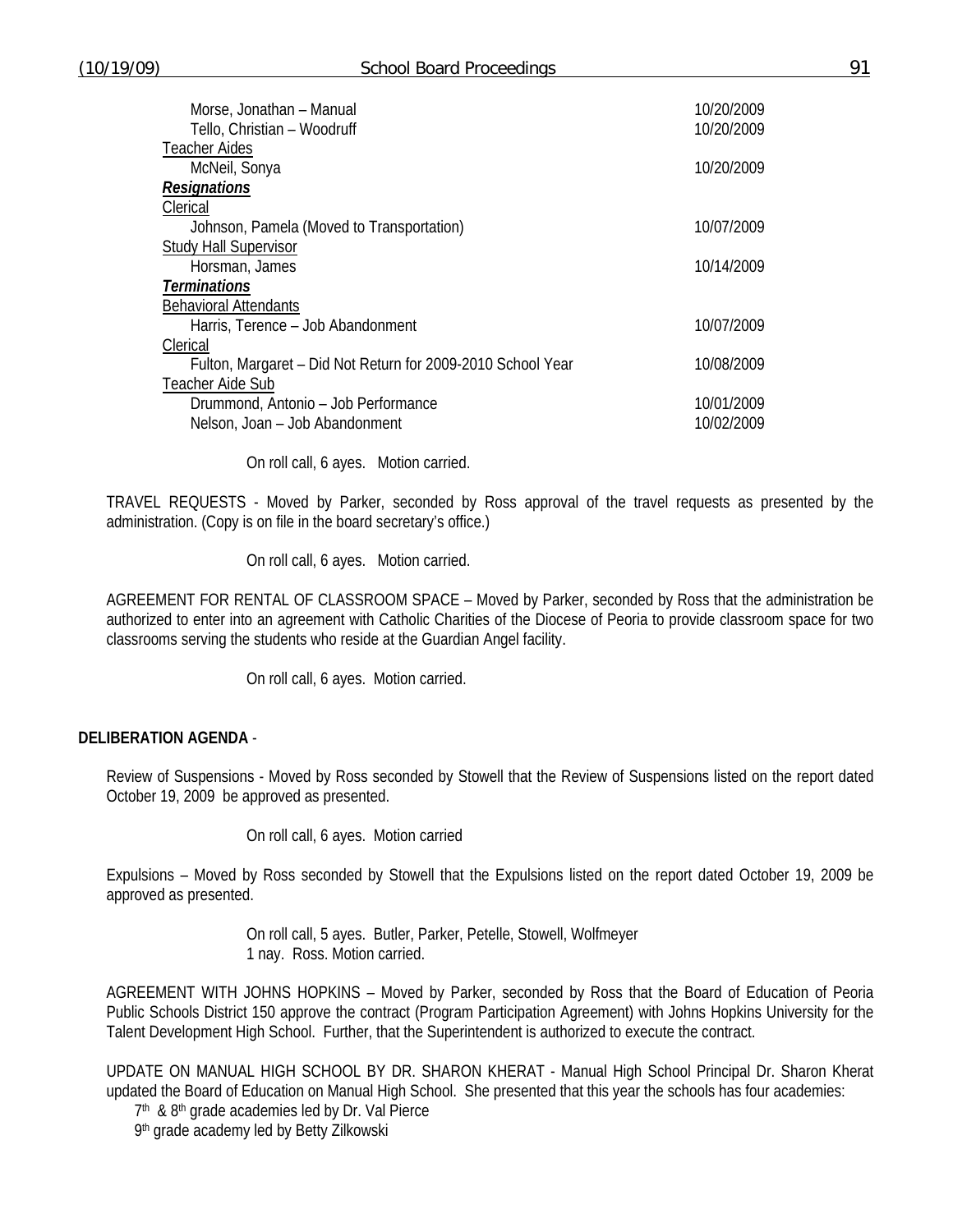| | |
|---|---|
| Morse, Jonathan – Manual | 10/20/2009 |
| Tello, Christian – Woodruff | 10/20/2009 |
| Teacher Aides | |
| McNeil, Sonya | 10/20/2009 |
| ***Resignations*** | |
| Clerical | |
| Johnson, Pamela (Moved to Transportation) | 10/07/2009 |
| Study Hall Supervisor | |
| Horsman, James | 10/14/2009 |
| ***Terminations*** | |
| Behavioral Attendants | |
| Harris, Terence – Job Abandonment | 10/07/2009 |
| Clerical | |
| Fulton, Margaret – Did Not Return for 2009-2010 School Year | 10/08/2009 |
| Teacher Aide Sub | |
| Drummond, Antonio – Job Performance | 10/01/2009 |
| Nelson, Joan – Job Abandonment | 10/02/2009 |

On roll call, 6 ayes. Motion carried.

TRAVEL REQUESTS - Moved by Parker, seconded by Ross approval of the travel requests as presented by the administration. (Copy is on file in the board secretary's office.)

On roll call, 6 ayes. Motion carried.

AGREEMENT FOR RENTAL OF CLASSROOM SPACE – Moved by Parker, seconded by Ross that the administration be authorized to enter into an agreement with Catholic Charities of the Diocese of Peoria to provide classroom space for two classrooms serving the students who reside at the Guardian Angel facility.

On roll call, 6 ayes. Motion carried.

**DELIBERATION AGENDA** -

Review of Suspensions - Moved by Ross seconded by Stowell that the Review of Suspensions listed on the report dated October 19, 2009 be approved as presented.

On roll call, 6 ayes. Motion carried

Expulsions – Moved by Ross seconded by Stowell that the Expulsions listed on the report dated October 19, 2009 be approved as presented.

On roll call, 5 ayes. Butler, Parker, Petelle, Stowell, Wolfmeyer
1 nay. Ross. Motion carried.

AGREEMENT WITH JOHNS HOPKINS – Moved by Parker, seconded by Ross that the Board of Education of Peoria Public Schools District 150 approve the contract (Program Participation Agreement) with Johns Hopkins University for the Talent Development High School. Further, that the Superintendent is authorized to execute the contract.

UPDATE ON MANUAL HIGH SCHOOL BY DR. SHARON KHERAT - Manual High School Principal Dr. Sharon Kherat updated the Board of Education on Manual High School. She presented that this year the schools has four academies:

7th & 8th grade academies led by Dr. Val Pierce
9th grade academy led by Betty Zilkowski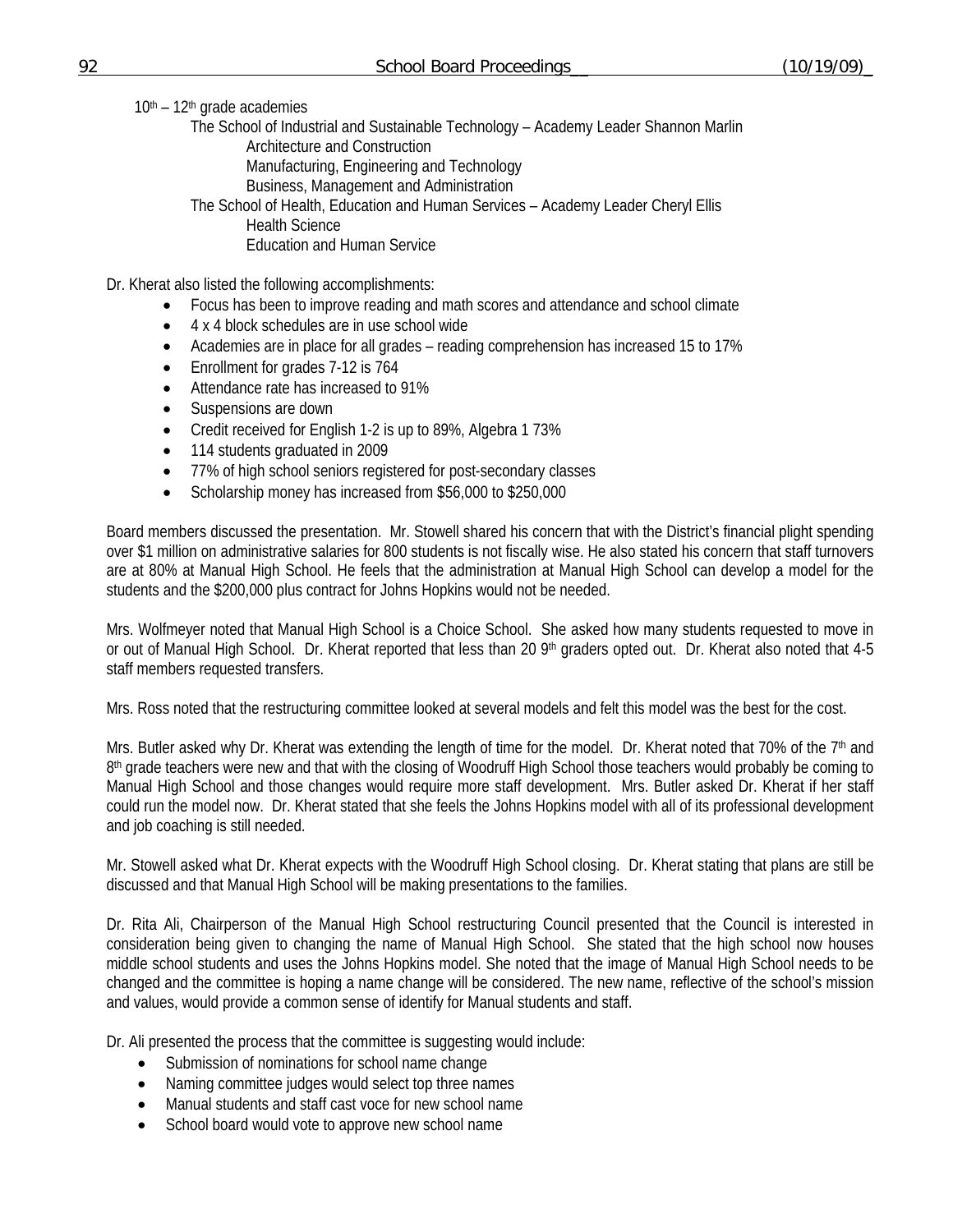10th – 12th grade academies

- The School of Industrial and Sustainable Technology – Academy Leader Shannon Marlin
  - Architecture and Construction
  - Manufacturing, Engineering and Technology
  - Business, Management and Administration
- The School of Health, Education and Human Services – Academy Leader Cheryl Ellis
  - Health Science
  - Education and Human Service

Dr. Kherat also listed the following accomplishments:

- Focus has been to improve reading and math scores and attendance and school climate
- 4 x 4 block schedules are in use school wide
- Academies are in place for all grades – reading comprehension has increased 15 to 17%
- Enrollment for grades 7-12 is 764
- Attendance rate has increased to 91%
- Suspensions are down
- Credit received for English 1-2 is up to 89%, Algebra 1 73%
- 114 students graduated in 2009
- 77% of high school seniors registered for post-secondary classes
- Scholarship money has increased from $56,000 to $250,000

Board members discussed the presentation. Mr. Stowell shared his concern that with the District's financial plight spending over $1 million on administrative salaries for 800 students is not fiscally wise. He also stated his concern that staff turnovers are at 80% at Manual High School. He feels that the administration at Manual High School can develop a model for the students and the $200,000 plus contract for Johns Hopkins would not be needed.

Mrs. Wolfmeyer noted that Manual High School is a Choice School. She asked how many students requested to move in or out of Manual High School. Dr. Kherat reported that less than 20 9th graders opted out. Dr. Kherat also noted that 4-5 staff members requested transfers.

Mrs. Ross noted that the restructuring committee looked at several models and felt this model was the best for the cost.

Mrs. Butler asked why Dr. Kherat was extending the length of time for the model. Dr. Kherat noted that 70% of the 7th and 8th grade teachers were new and that with the closing of Woodruff High School those teachers would probably be coming to Manual High School and those changes would require more staff development. Mrs. Butler asked Dr. Kherat if her staff could run the model now. Dr. Kherat stated that she feels the Johns Hopkins model with all of its professional development and job coaching is still needed.

Mr. Stowell asked what Dr. Kherat expects with the Woodruff High School closing. Dr. Kherat stating that plans are still be discussed and that Manual High School will be making presentations to the families.

Dr. Rita Ali, Chairperson of the Manual High School restructuring Council presented that the Council is interested in consideration being given to changing the name of Manual High School. She stated that the high school now houses middle school students and uses the Johns Hopkins model. She noted that the image of Manual High School needs to be changed and the committee is hoping a name change will be considered. The new name, reflective of the school's mission and values, would provide a common sense of identify for Manual students and staff.

Dr. Ali presented the process that the committee is suggesting would include:

- Submission of nominations for school name change
- Naming committee judges would select top three names
- Manual students and staff cast voce for new school name
- School board would vote to approve new school name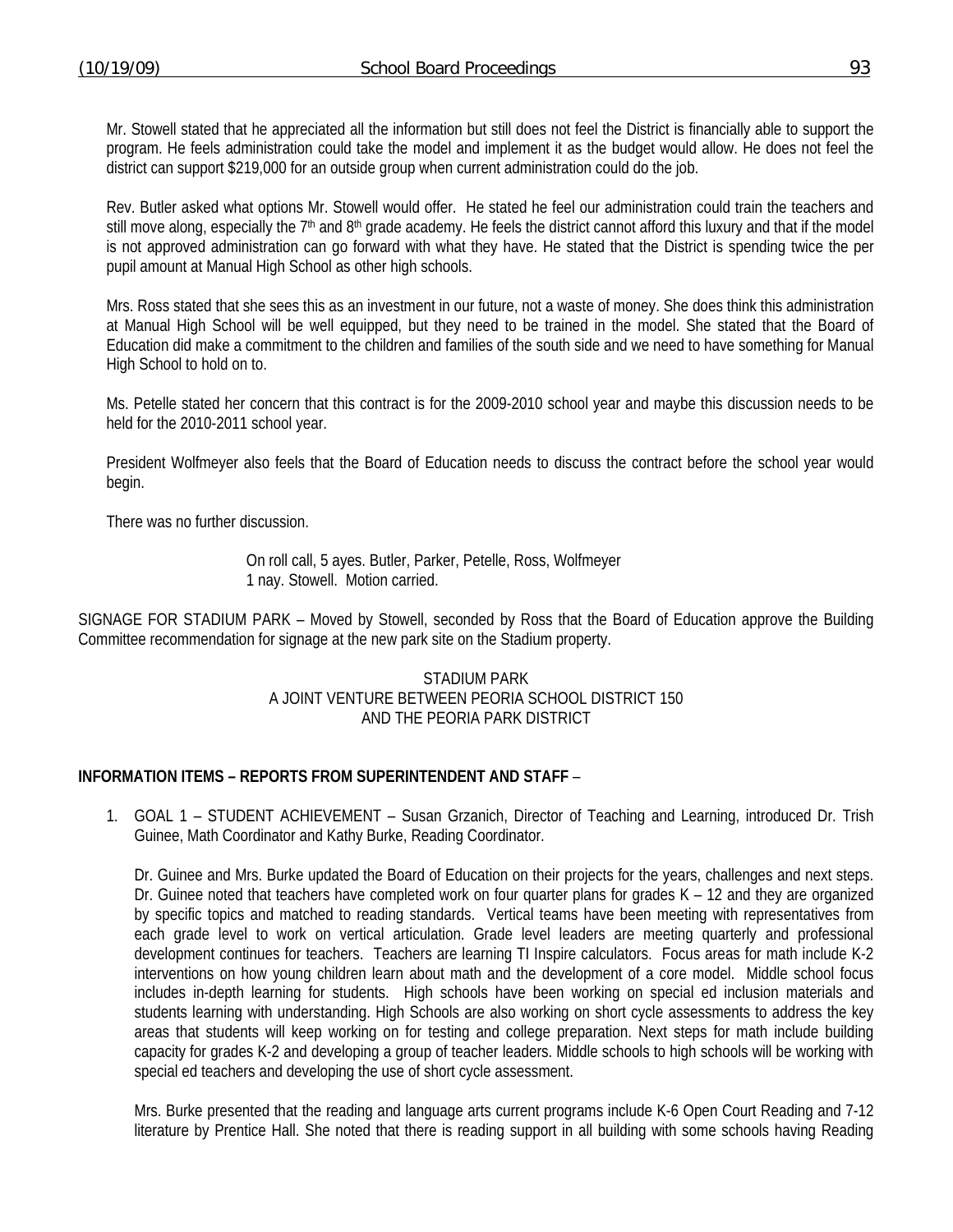Mr. Stowell stated that he appreciated all the information but still does not feel the District is financially able to support the program. He feels administration could take the model and implement it as the budget would allow. He does not feel the district can support $219,000 for an outside group when current administration could do the job.

Rev. Butler asked what options Mr. Stowell would offer. He stated he feel our administration could train the teachers and still move along, especially the 7th and 8th grade academy. He feels the district cannot afford this luxury and that if the model is not approved administration can go forward with what they have. He stated that the District is spending twice the per pupil amount at Manual High School as other high schools.

Mrs. Ross stated that she sees this as an investment in our future, not a waste of money. She does think this administration at Manual High School will be well equipped, but they need to be trained in the model. She stated that the Board of Education did make a commitment to the children and families of the south side and we need to have something for Manual High School to hold on to.

Ms. Petelle stated her concern that this contract is for the 2009-2010 school year and maybe this discussion needs to be held for the 2010-2011 school year.

President Wolfmeyer also feels that the Board of Education needs to discuss the contract before the school year would begin.

There was no further discussion.

On roll call, 5 ayes. Butler, Parker, Petelle, Ross, Wolfmeyer  
1 nay. Stowell. Motion carried.

SIGNAGE FOR STADIUM PARK – Moved by Stowell, seconded by Ross that the Board of Education approve the Building Committee recommendation for signage at the new park site on the Stadium property.

STADIUM PARK  
A JOINT VENTURE BETWEEN PEORIA SCHOOL DISTRICT 150  
AND THE PEORIA PARK DISTRICT

**INFORMATION ITEMS – REPORTS FROM SUPERINTENDENT AND STAFF** –

1. GOAL 1 – STUDENT ACHIEVEMENT – Susan Grzanich, Director of Teaching and Learning, introduced Dr. Trish Guinee, Math Coordinator and Kathy Burke, Reading Coordinator.

   Dr. Guinee and Mrs. Burke updated the Board of Education on their projects for the years, challenges and next steps. Dr. Guinee noted that teachers have completed work on four quarter plans for grades K – 12 and they are organized by specific topics and matched to reading standards. Vertical teams have been meeting with representatives from each grade level to work on vertical articulation. Grade level leaders are meeting quarterly and professional development continues for teachers. Teachers are learning TI Inspire calculators. Focus areas for math include K-2 interventions on how young children learn about math and the development of a core model. Middle school focus includes in-depth learning for students. High schools have been working on special ed inclusion materials and students learning with understanding. High Schools are also working on short cycle assessments to address the key areas that students will keep working on for testing and college preparation. Next steps for math include building capacity for grades K-2 and developing a group of teacher leaders. Middle schools to high schools will be working with special ed teachers and developing the use of short cycle assessment.

   Mrs. Burke presented that the reading and language arts current programs include K-6 Open Court Reading and 7-12 literature by Prentice Hall. She noted that there is reading support in all building with some schools having Reading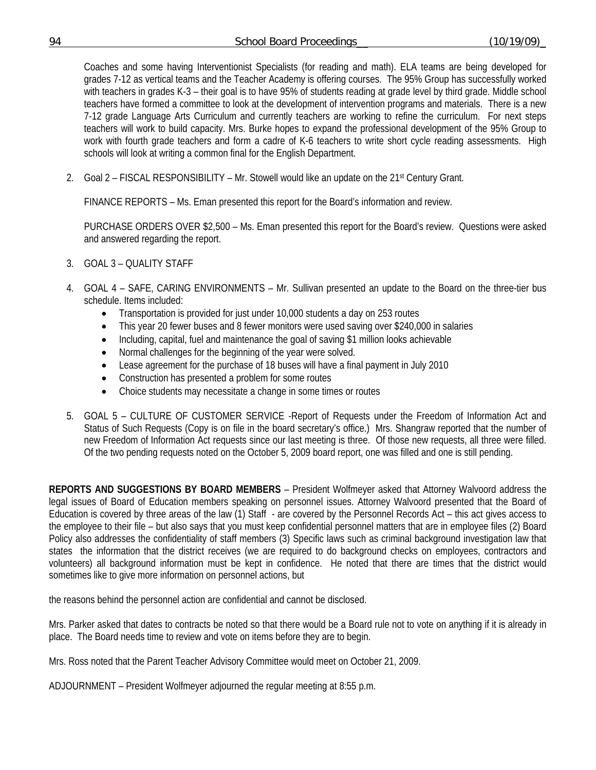Coaches and some having Interventionist Specialists (for reading and math). ELA teams are being developed for grades 7-12 as vertical teams and the Teacher Academy is offering courses. The 95% Group has successfully worked with teachers in grades K-3 – their goal is to have 95% of students reading at grade level by third grade. Middle school teachers have formed a committee to look at the development of intervention programs and materials. There is a new 7-12 grade Language Arts Curriculum and currently teachers are working to refine the curriculum. For next steps teachers will work to build capacity. Mrs. Burke hopes to expand the professional development of the 95% Group to work with fourth grade teachers and form a cadre of K-6 teachers to write short cycle reading assessments. High schools will look at writing a common final for the English Department.

2. Goal 2 – FISCAL RESPONSIBILITY – Mr. Stowell would like an update on the 21st Century Grant.

   FINANCE REPORTS – Ms. Eman presented this report for the Board's information and review.

   PURCHASE ORDERS OVER $2,500 – Ms. Eman presented this report for the Board's review. Questions were asked and answered regarding the report.

3. GOAL 3 – QUALITY STAFF

4. GOAL 4 – SAFE, CARING ENVIRONMENTS – Mr. Sullivan presented an update to the Board on the three-tier bus schedule. Items included:
   - Transportation is provided for just under 10,000 students a day on 253 routes
   - This year 20 fewer buses and 8 fewer monitors were used saving over $240,000 in salaries
   - Including, capital, fuel and maintenance the goal of saving $1 million looks achievable
   - Normal challenges for the beginning of the year were solved.
   - Lease agreement for the purchase of 18 buses will have a final payment in July 2010
   - Construction has presented a problem for some routes
   - Choice students may necessitate a change in some times or routes

5. GOAL 5 – CULTURE OF CUSTOMER SERVICE -Report of Requests under the Freedom of Information Act and Status of Such Requests (Copy is on file in the board secretary's office.) Mrs. Shangraw reported that the number of new Freedom of Information Act requests since our last meeting is three. Of those new requests, all three were filled. Of the two pending requests noted on the October 5, 2009 board report, one was filled and one is still pending.

**REPORTS AND SUGGESTIONS BY BOARD MEMBERS** – President Wolfmeyer asked that Attorney Walvoord address the legal issues of Board of Education members speaking on personnel issues. Attorney Walvoord presented that the Board of Education is covered by three areas of the law (1) Staff - are covered by the Personnel Records Act – this act gives access to the employee to their file – but also says that you must keep confidential personnel matters that are in employee files (2) Board Policy also addresses the confidentiality of staff members (3) Specific laws such as criminal background investigation law that states the information that the district receives (we are required to do background checks on employees, contractors and volunteers) all background information must be kept in confidence. He noted that there are times that the district would sometimes like to give more information on personnel actions, but

the reasons behind the personnel action are confidential and cannot be disclosed.

Mrs. Parker asked that dates to contracts be noted so that there would be a Board rule not to vote on anything if it is already in place. The Board needs time to review and vote on items before they are to begin.

Mrs. Ross noted that the Parent Teacher Advisory Committee would meet on October 21, 2009.

ADJOURNMENT – President Wolfmeyer adjourned the regular meeting at 8:55 p.m.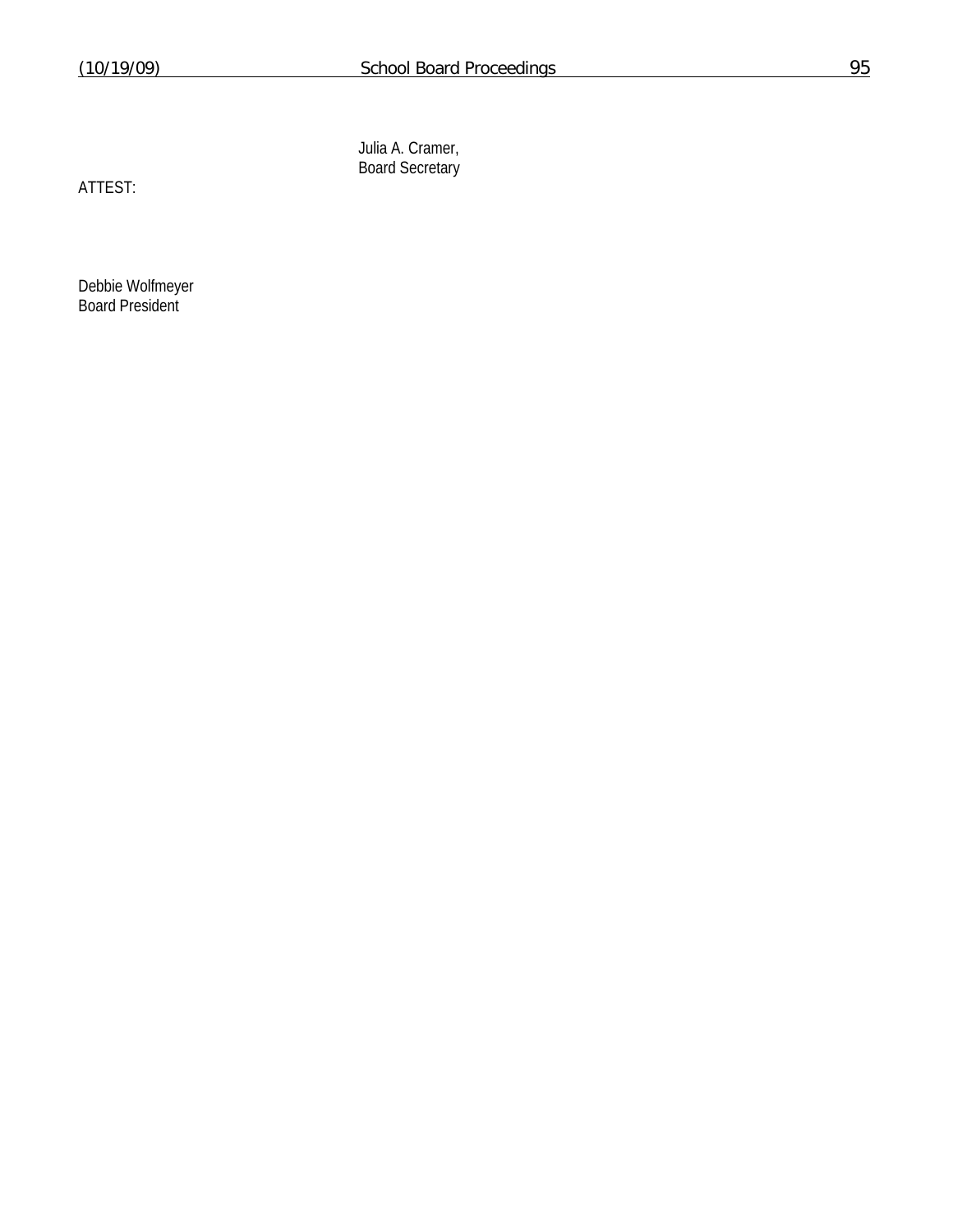Julia A. Cramer,
Board Secretary

ATTEST:

Debbie Wolfmeyer
Board President